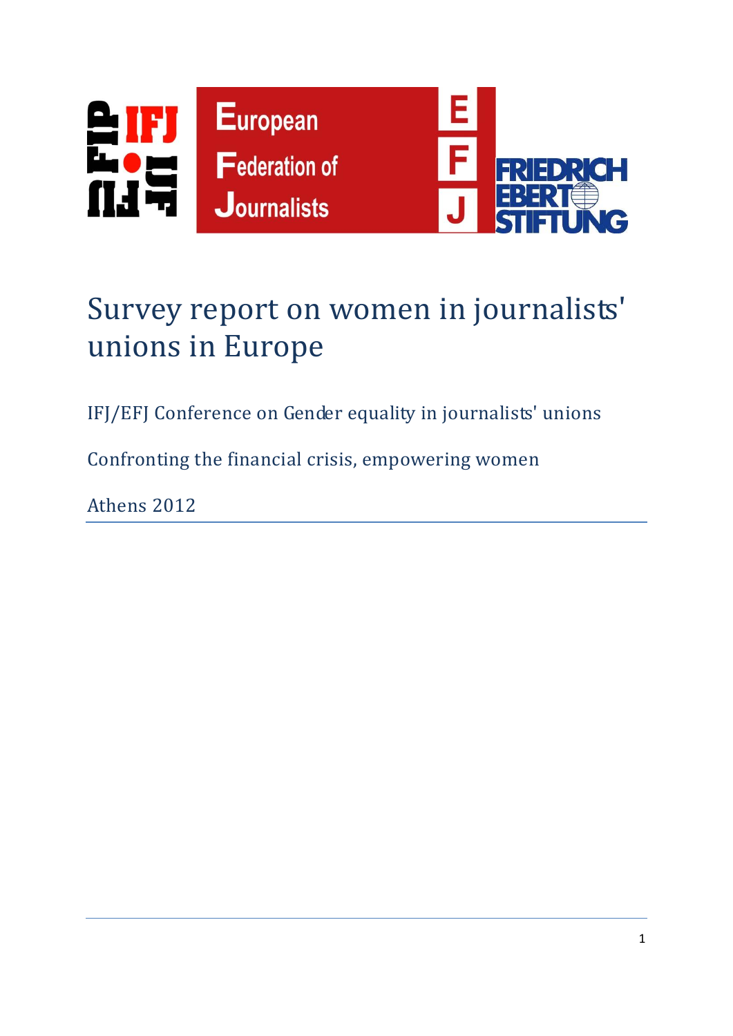# Survey report on women in journalists' unions in Europe

IFJ/EFJ Conference on Gender equality in journalists' unions

Confronting the financial crisis, empowering women

Athens 2012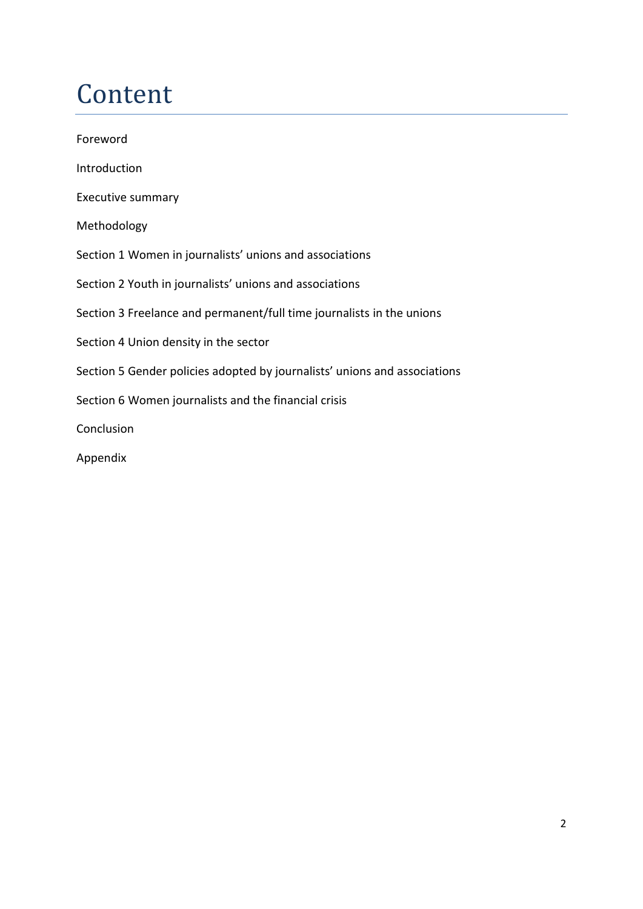# Content

Foreword

Introduction

Executive summary

Methodology

Section 1 Women in journalists’ unions and associations

Section 2 Youth in journalists’ unions and associations

Section 3 Freelance and permanent/full time journalists in the unions

Section 4 Union density in the sector

Section 5 Gender policies adopted by journalists’ unions and associations

Section 6 Women journalists and the financial crisis

Conclusion

Appendix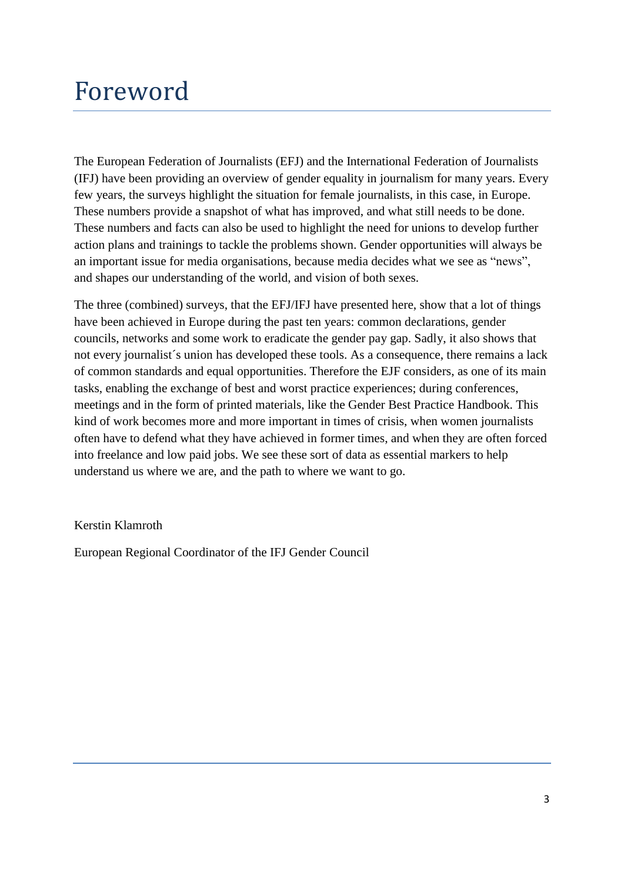# Foreword

The European Federation of Journalists (EFJ) and the International Federation of Journalists (IFJ) have been providing an overview of gender equality in journalism for many years. Every few years, the surveys highlight the situation for female journalists, in this case, in Europe. These numbers provide a snapshot of what has improved, and what still needs to be done. These numbers and facts can also be used to highlight the need for unions to develop further action plans and trainings to tackle the problems shown. Gender opportunities will always be an important issue for media organisations, because media decides what we see as "news", and shapes our understanding of the world, and vision of both sexes.

The three (combined) surveys, that the EFJ/IFJ have presented here, show that a lot of things have been achieved in Europe during the past ten years: common declarations, gender councils, networks and some work to eradicate the gender pay gap. Sadly, it also shows that not every journalist´s union has developed these tools. As a consequence, there remains a lack of common standards and equal opportunities. Therefore the EJF considers, as one of its main tasks, enabling the exchange of best and worst practice experiences; during conferences, meetings and in the form of printed materials, like the Gender Best Practice Handbook. This kind of work becomes more and more important in times of crisis, when women journalists often have to defend what they have achieved in former times, and when they are often forced into freelance and low paid jobs. We see these sort of data as essential markers to help understand us where we are, and the path to where we want to go.

Kerstin Klamroth

European Regional Coordinator of the IFJ Gender Council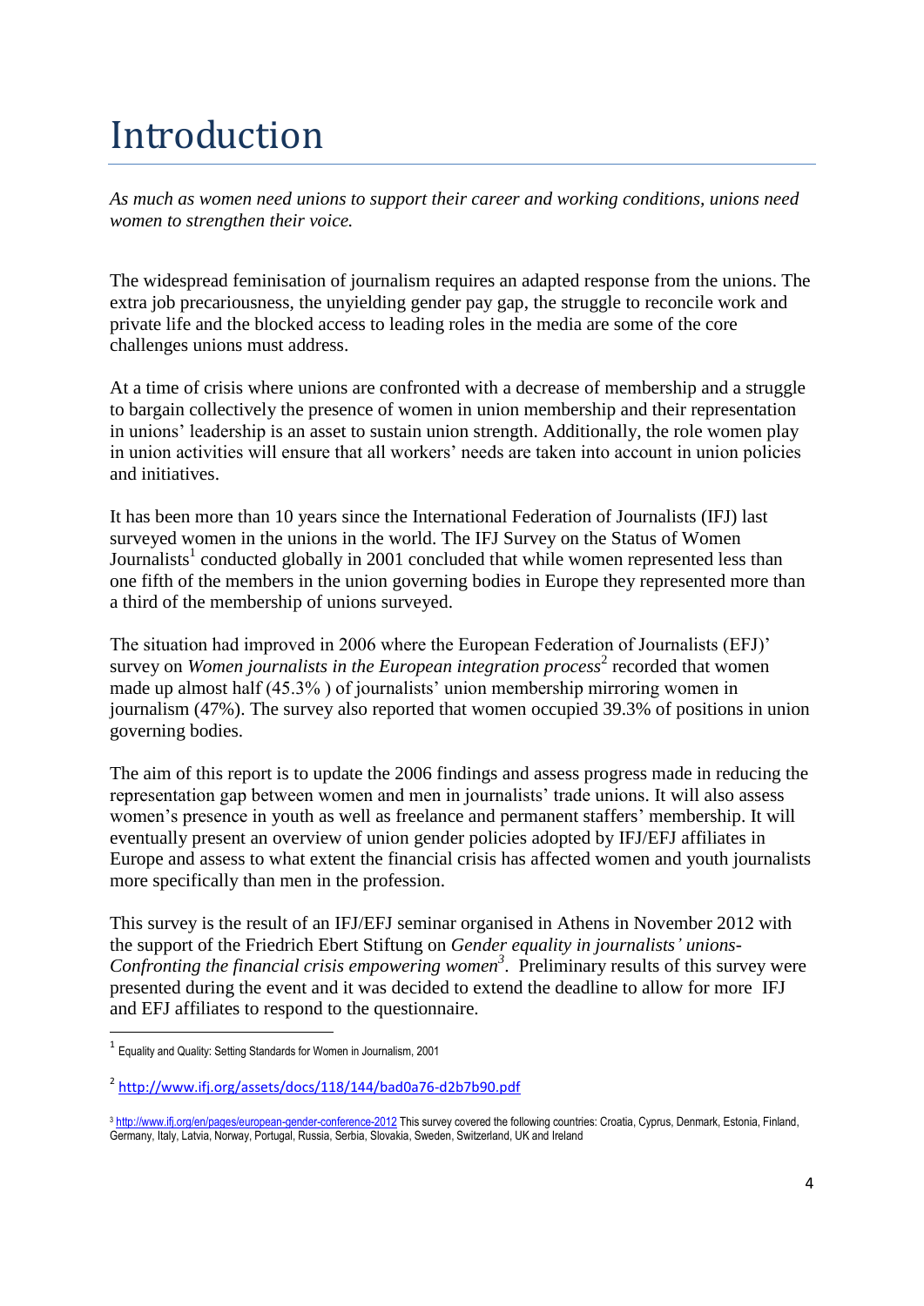# Introduction

*As much as women need unions to support their career and working conditions, unions need women to strengthen their voice.*

The widespread feminisation of journalism requires an adapted response from the unions. The extra job precariousness, the unyielding gender pay gap, the struggle to reconcile work and private life and the blocked access to leading roles in the media are some of the core challenges unions must address.

At a time of crisis where unions are confronted with a decrease of membership and a struggle to bargain collectively the presence of women in union membership and their representation in unions' leadership is an asset to sustain union strength. Additionally, the role women play in union activities will ensure that all workers' needs are taken into account in union policies and initiatives.

It has been more than 10 years since the International Federation of Journalists (IFJ) last surveyed women in the unions in the world. The IFJ Survey on the Status of Women Journalists[1] conducted globally in 2001 concluded that while women represented less than one fifth of the members in the union governing bodies in Europe they represented more than a third of the membership of unions surveyed.

The situation had improved in 2006 where the European Federation of Journalists (EFJ)' survey on *Women journalists in the European integration process*[2] recorded that women made up almost half (45.3% ) of journalists' union membership mirroring women in journalism (47%). The survey also reported that women occupied 39.3% of positions in union governing bodies.

The aim of this report is to update the 2006 findings and assess progress made in reducing the representation gap between women and men in journalists' trade unions. It will also assess women's presence in youth as well as freelance and permanent staffers' membership. It will eventually present an overview of union gender policies adopted by IFJ/EFJ affiliates in Europe and assess to what extent the financial crisis has affected women and youth journalists more specifically than men in the profession.

This survey is the result of an IFJ/EFJ seminar organised in Athens in November 2012 with the support of the Friedrich Ebert Stiftung on *Gender equality in journalists' unions-Confronting the financial crisis empowering women*[3]. Preliminary results of this survey were presented during the event and it was decided to extend the deadline to allow for more IFJ and EFJ affiliates to respond to the questionnaire.

---

[1] Equality and Quality: Setting Standards for Women in Journalism, 2001

[2] http://www.ifj.org/assets/docs/118/144/bad0a76-d2b7b90.pdf

[3] http://www.ifj.org/en/pages/european-gender-conference-2012 This survey covered the following countries: Croatia, Cyprus, Denmark, Estonia, Finland, Germany, Italy, Latvia, Norway, Portugal, Russia, Serbia, Slovakia, Sweden, Switzerland, UK and Ireland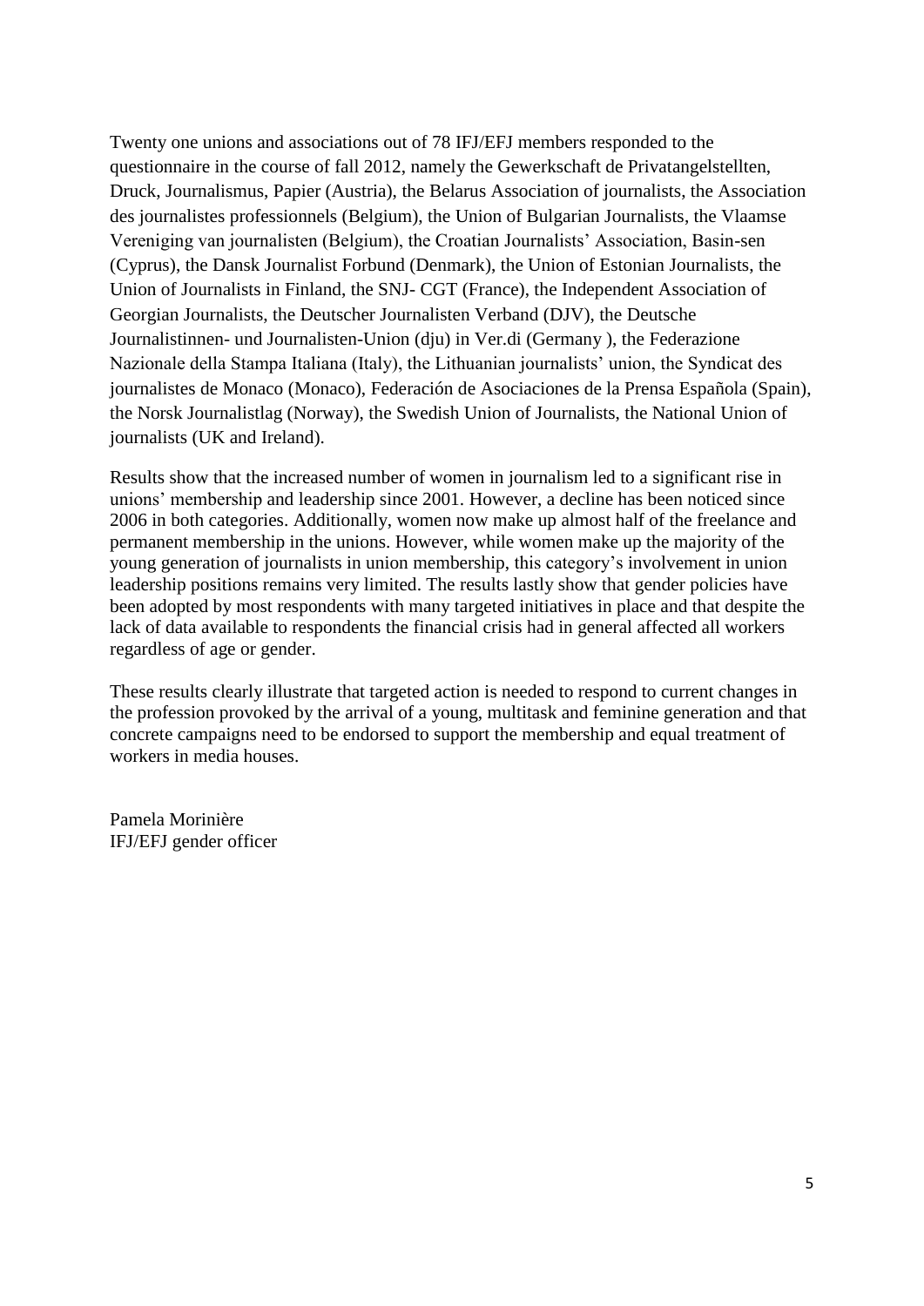Twenty one unions and associations out of 78 IFJ/EFJ members responded to the questionnaire in the course of fall 2012, namely the Gewerkschaft de Privatangelstellten, Druck, Journalismus, Papier (Austria), the Belarus Association of journalists, the Association des journalistes professionnels (Belgium), the Union of Bulgarian Journalists, the Vlaamse Vereniging van journalisten (Belgium), the Croatian Journalists' Association, Basin-sen (Cyprus), the Dansk Journalist Forbund (Denmark), the Union of Estonian Journalists, the Union of Journalists in Finland, the SNJ- CGT (France), the Independent Association of Georgian Journalists, the Deutscher Journalisten Verband (DJV), the Deutsche Journalistinnen- und Journalisten-Union (dju) in Ver.di (Germany ), the Federazione Nazionale della Stampa Italiana (Italy), the Lithuanian journalists' union, the Syndicat des journalistes de Monaco (Monaco), Federación de Asociaciones de la Prensa Española (Spain), the Norsk Journalistlag (Norway), the Swedish Union of Journalists, the National Union of journalists (UK and Ireland).

Results show that the increased number of women in journalism led to a significant rise in unions' membership and leadership since 2001. However, a decline has been noticed since 2006 in both categories. Additionally, women now make up almost half of the freelance and permanent membership in the unions. However, while women make up the majority of the young generation of journalists in union membership, this category's involvement in union leadership positions remains very limited. The results lastly show that gender policies have been adopted by most respondents with many targeted initiatives in place and that despite the lack of data available to respondents the financial crisis had in general affected all workers regardless of age or gender.

These results clearly illustrate that targeted action is needed to respond to current changes in the profession provoked by the arrival of a young, multitask and feminine generation and that concrete campaigns need to be endorsed to support the membership and equal treatment of workers in media houses.

Pamela Morinière
IFJ/EFJ gender officer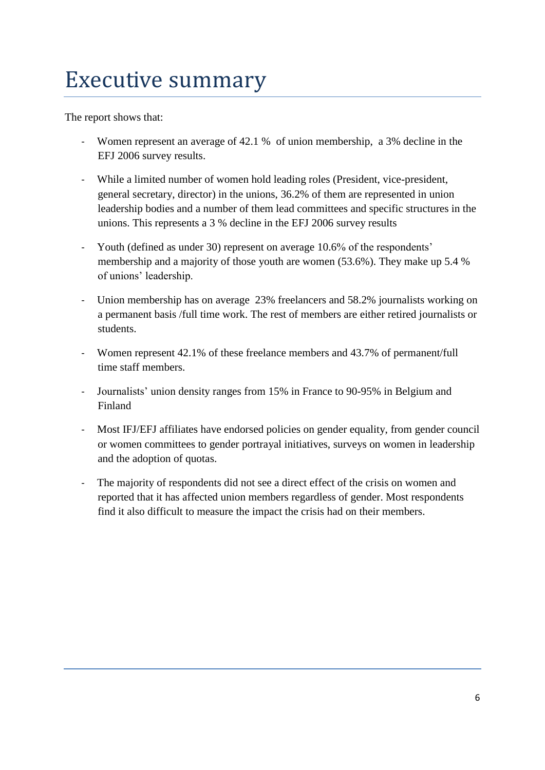# Executive summary

The report shows that:

- Women represent an average of 42.1 % of union membership, a 3% decline in the EFJ 2006 survey results.
- While a limited number of women hold leading roles (President, vice-president, general secretary, director) in the unions, 36.2% of them are represented in union leadership bodies and a number of them lead committees and specific structures in the unions. This represents a 3 % decline in the EFJ 2006 survey results
- Youth (defined as under 30) represent on average 10.6% of the respondents' membership and a majority of those youth are women (53.6%). They make up 5.4 % of unions' leadership.
- Union membership has on average 23% freelancers and 58.2% journalists working on a permanent basis /full time work. The rest of members are either retired journalists or students.
- Women represent 42.1% of these freelance members and 43.7% of permanent/full time staff members.
- Journalists' union density ranges from 15% in France to 90-95% in Belgium and Finland
- Most IFJ/EFJ affiliates have endorsed policies on gender equality, from gender council or women committees to gender portrayal initiatives, surveys on women in leadership and the adoption of quotas.
- The majority of respondents did not see a direct effect of the crisis on women and reported that it has affected union members regardless of gender. Most respondents find it also difficult to measure the impact the crisis had on their members.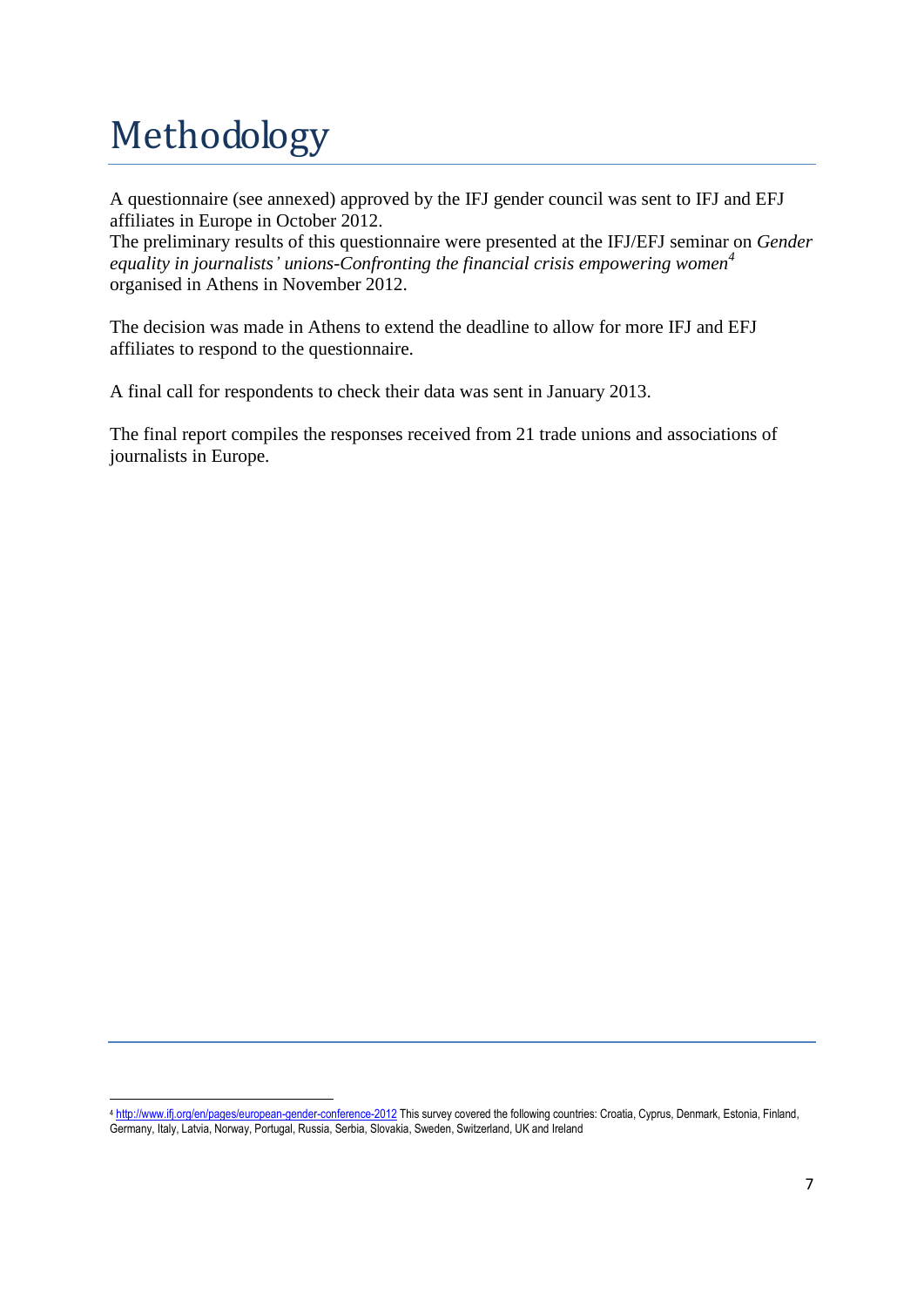# Methodology

A questionnaire (see annexed) approved by the IFJ gender council was sent to IFJ and EFJ affiliates in Europe in October 2012.
The preliminary results of this questionnaire were presented at the IFJ/EFJ seminar on *Gender equality in journalists' unions-Confronting the financial crisis empowering women*[4] organised in Athens in November 2012.

The decision was made in Athens to extend the deadline to allow for more IFJ and EFJ affiliates to respond to the questionnaire.

A final call for respondents to check their data was sent in January 2013.

The final report compiles the responses received from 21 trade unions and associations of journalists in Europe.

---

[4] http://www.ifj.org/en/pages/european-gender-conference-2012 This survey covered the following countries: Croatia, Cyprus, Denmark, Estonia, Finland, Germany, Italy, Latvia, Norway, Portugal, Russia, Serbia, Slovakia, Sweden, Switzerland, UK and Ireland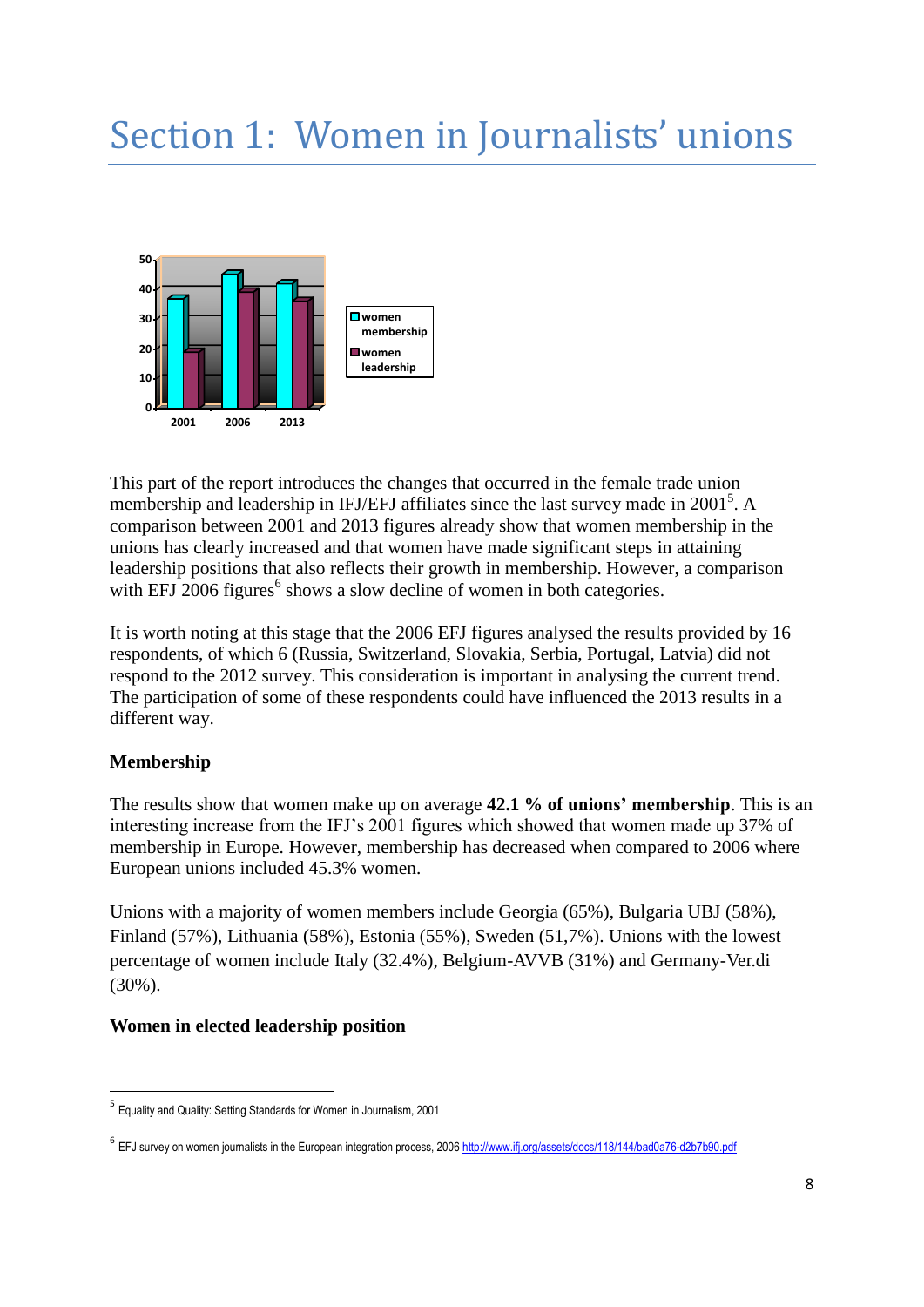# Section 1: Women in Journalists' unions

This part of the report introduces the changes that occurred in the female trade union membership and leadership in IFJ/EFJ affiliates since the last survey made in 2001[5]. A comparison between 2001 and 2013 figures already show that women membership in the unions has clearly increased and that women have made significant steps in attaining leadership positions that also reflects their growth in membership. However, a comparison with EFJ 2006 figures[6] shows a slow decline of women in both categories.

It is worth noting at this stage that the 2006 EFJ figures analysed the results provided by 16 respondents, of which 6 (Russia, Switzerland, Slovakia, Serbia, Portugal, Latvia) did not respond to the 2012 survey. This consideration is important in analysing the current trend. The participation of some of these respondents could have influenced the 2013 results in a different way.

### Membership

The results show that women make up on average **42.1 % of unions' membership**. This is an interesting increase from the IFJ's 2001 figures which showed that women made up 37% of membership in Europe. However, membership has decreased when compared to 2006 where European unions included 45.3% women.

Unions with a majority of women members include Georgia (65%), Bulgaria UBJ (58%), Finland (57%), Lithuania (58%), Estonia (55%), Sweden (51,7%). Unions with the lowest percentage of women include Italy (32.4%), Belgium-AVVB (31%) and Germany-Ver.di (30%).

### Women in elected leadership position

---

[5] Equality and Quality: Setting Standards for Women in Journalism, 2001

[6] EFJ survey on women journalists in the European integration process, 2006 http://www.ifj.org/assets/docs/118/144/bad0a76-d2b7b90.pdf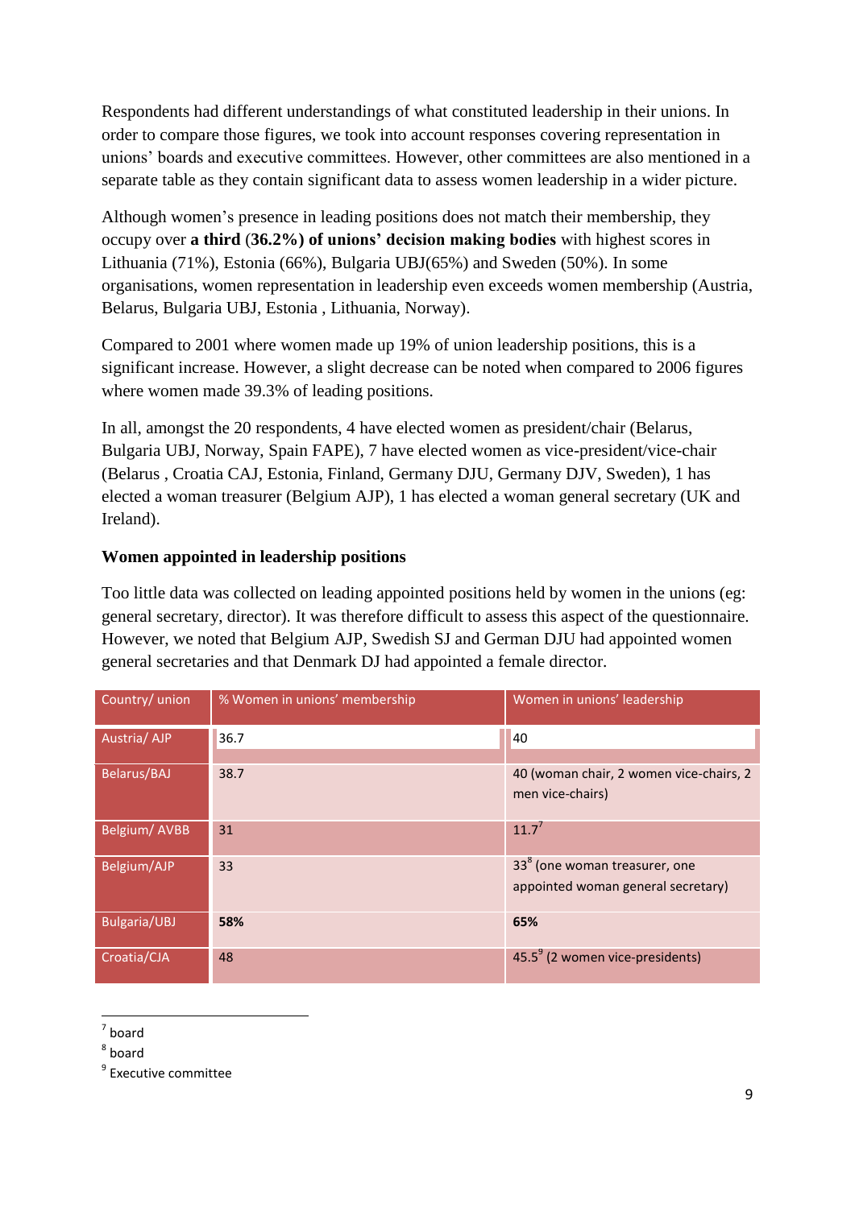Respondents had different understandings of what constituted leadership in their unions. In order to compare those figures, we took into account responses covering representation in unions' boards and executive committees. However, other committees are also mentioned in a separate table as they contain significant data to assess women leadership in a wider picture.

Although women's presence in leading positions does not match their membership, they occupy over **a third (36.2%) of unions' decision making bodies** with highest scores in Lithuania (71%), Estonia (66%), Bulgaria UBJ(65%) and Sweden (50%). In some organisations, women representation in leadership even exceeds women membership (Austria, Belarus, Bulgaria UBJ, Estonia , Lithuania, Norway).

Compared to 2001 where women made up 19% of union leadership positions, this is a significant increase. However, a slight decrease can be noted when compared to 2006 figures where women made 39.3% of leading positions.

In all, amongst the 20 respondents, 4 have elected women as president/chair (Belarus, Bulgaria UBJ, Norway, Spain FAPE), 7 have elected women as vice-president/vice-chair (Belarus , Croatia CAJ, Estonia, Finland, Germany DJU, Germany DJV, Sweden), 1 has elected a woman treasurer (Belgium AJP), 1 has elected a woman general secretary (UK and Ireland).

### Women appointed in leadership positions

Too little data was collected on leading appointed positions held by women in the unions (eg: general secretary, director). It was therefore difficult to assess this aspect of the questionnaire. However, we noted that Belgium AJP, Swedish SJ and German DJU had appointed women general secretaries and that Denmark DJ had appointed a female director.

| Country/ union | % Women in unions' membership | Women in unions' leadership |
|---|---|---|
| Austria/ AJP | 36.7 | 40 |
| Belarus/BAJ | 38.7 | 40 (woman chair, 2 women vice-chairs, 2 men vice-chairs) |
| Belgium/ AVBB | 31 | 11.7[7] |
| Belgium/AJP | 33 | 33[8] (one woman treasurer, one appointed woman general secretary) |
| Bulgaria/UBJ | **58%** | **65%** |
| Croatia/CJA | 48 | 45.5[9] (2 women vice-presidents) |

[7] board

[8] board

[9] Executive committee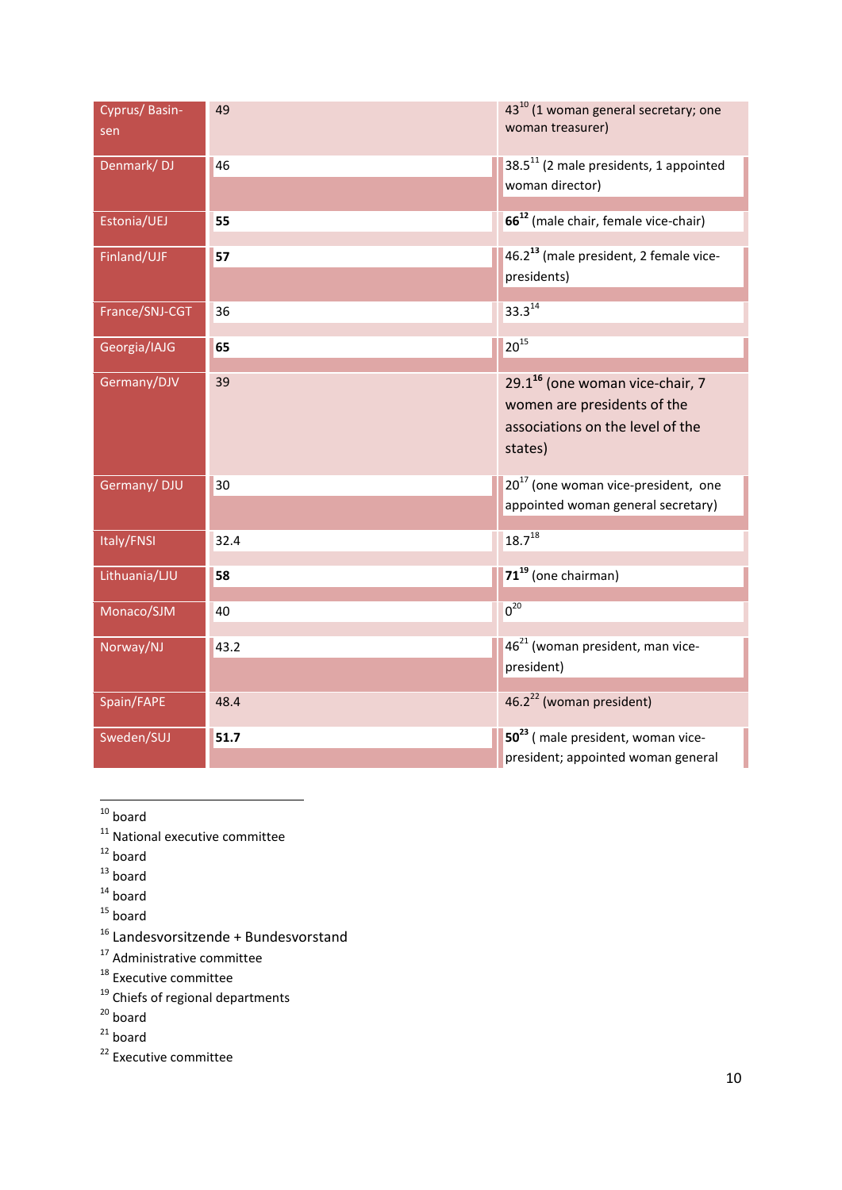| | | |
|---|---|---|
| Cyprus/ Basin-sen | 49 | 43[10] (1 woman general secretary; one woman treasurer) |
| Denmark/ DJ | 46 | 38.5[11] (2 male presidents, 1 appointed woman director) |
| Estonia/UEJ | **55** | **66**[12] (male chair, female vice-chair) |
| Finland/UJF | **57** | 46.2[13] (male president, 2 female vice-presidents) |
| France/SNJ-CGT | 36 | 33.3[14] |
| Georgia/IAJG | **65** | 20[15] |
| Germany/DJV | 39 | 29.1[16] (one woman vice-chair, 7 women are presidents of the associations on the level of the states) |
| Germany/ DJU | 30 | 20[17] (one woman vice-president, one appointed woman general secretary) |
| Italy/FNSI | 32.4 | 18.7[18] |
| Lithuania/LJU | **58** | **71**[19] (one chairman) |
| Monaco/SJM | 40 | 0[20] |
| Norway/NJ | 43.2 | 46[21] (woman president, man vice-president) |
| Spain/FAPE | 48.4 | 46.2[22] (woman president) |
| Sweden/SUJ | **51.7** | **50**[23] ( male president, woman vice-president; appointed woman general |

---

[10] board
[11] National executive committee
[12] board
[13] board
[14] board
[15] board
[16] Landesvorsitzende + Bundesvorstand
[17] Administrative committee
[18] Executive committee
[19] Chiefs of regional departments
[20] board
[21] board
[22] Executive committee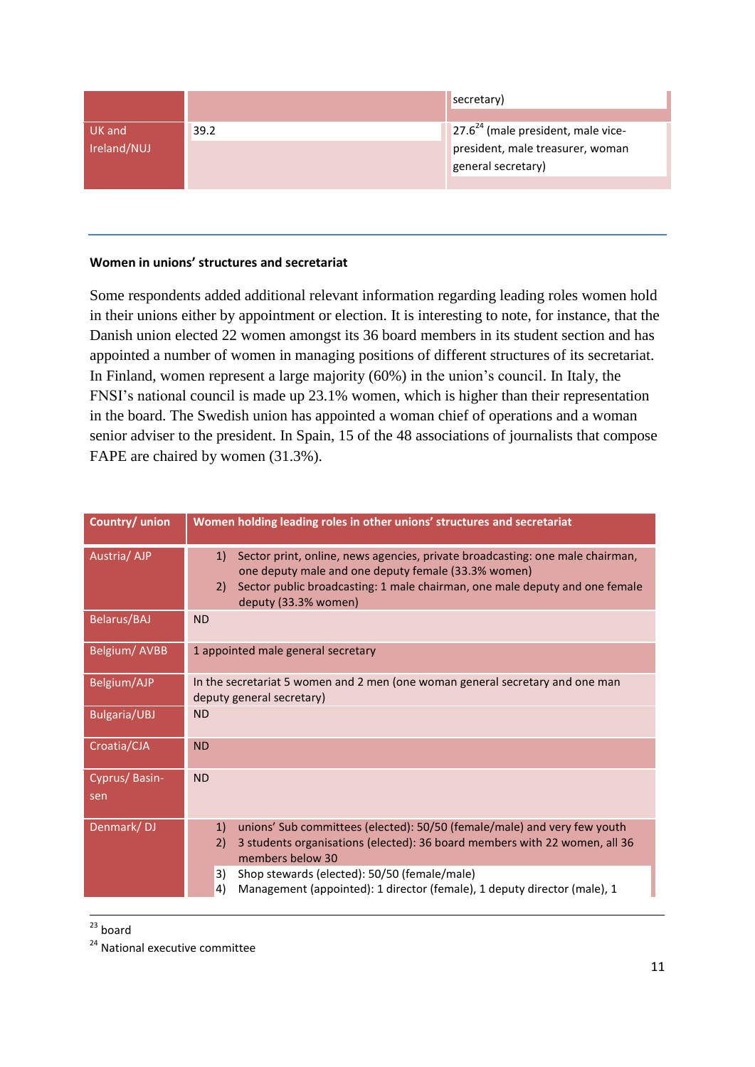| | | secretary) |
|---|---|---|
| UK and Ireland/NUJ | 39.2 | 27.6[24] (male president, male vice-president, male treasurer, woman general secretary) |

**Women in unions' structures and secretariat**

Some respondents added additional relevant information regarding leading roles women hold in their unions either by appointment or election. It is interesting to note, for instance, that the Danish union elected 22 women amongst its 36 board members in its student section and has appointed a number of women in managing positions of different structures of its secretariat. In Finland, women represent a large majority (60%) in the union's council. In Italy, the FNSI's national council is made up 23.1% women, which is higher than their representation in the board. The Swedish union has appointed a woman chief of operations and a woman senior adviser to the president. In Spain, 15 of the 48 associations of journalists that compose FAPE are chaired by women (31.3%).

| Country/ union | Women holding leading roles in other unions' structures and secretariat |
|---|---|
| Austria/ AJP | 1) Sector print, online, news agencies, private broadcasting: one male chairman, one deputy male and one deputy female (33.3% women)<br>2) Sector public broadcasting: 1 male chairman, one male deputy and one female deputy (33.3% women) |
| Belarus/BAJ | ND |
| Belgium/ AVBB | 1 appointed male general secretary |
| Belgium/AJP | In the secretariat 5 women and 2 men (one woman general secretary and one man deputy general secretary) |
| Bulgaria/UBJ | ND |
| Croatia/CJA | ND |
| Cyprus/ Basin-sen | ND |
| Denmark/ DJ | 1) unions' Sub committees (elected): 50/50 (female/male) and very few youth<br>2) 3 students organisations (elected): 36 board members with 22 women, all 36 members below 30<br>3) Shop stewards (elected): 50/50 (female/male)<br>4) Management (appointed): 1 director (female), 1 deputy director (male), 1 |

[23] board

[24] National executive committee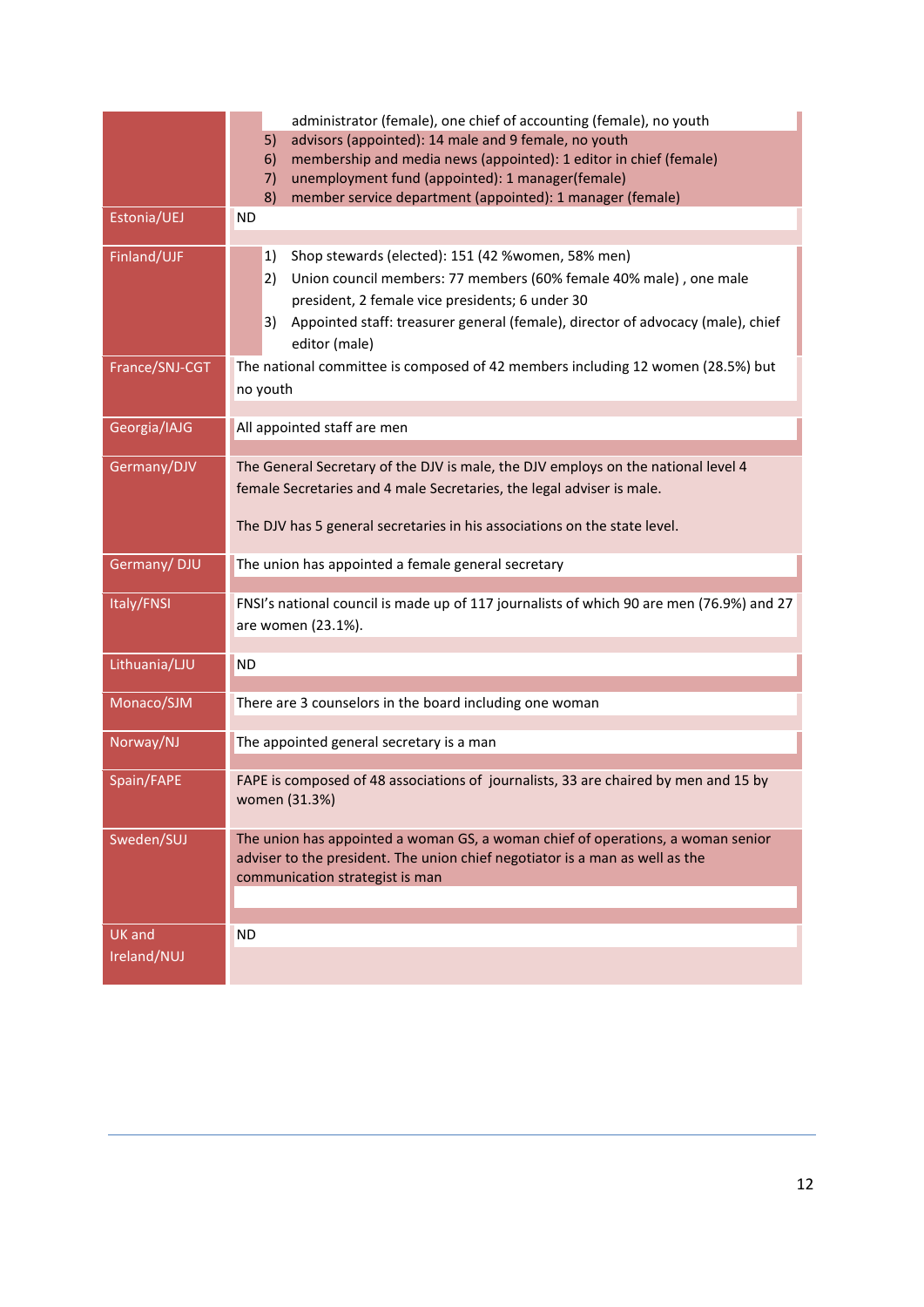| | |
|---|---|
| | administrator (female), one chief of accounting (female), no youth<br>5) advisors (appointed): 14 male and 9 female, no youth<br>6) membership and media news (appointed): 1 editor in chief (female)<br>7) unemployment fund (appointed): 1 manager(female)<br>8) member service department (appointed): 1 manager (female) |
| Estonia/UEJ | ND |
| Finland/UJF | 1) Shop stewards (elected): 151 (42 %women, 58% men)<br>2) Union council members: 77 members (60% female 40% male) , one male president, 2 female vice presidents; 6 under 30<br>3) Appointed staff: treasurer general (female), director of advocacy (male), chief editor (male) |
| France/SNJ-CGT | The national committee is composed of 42 members including 12 women (28.5%) but no youth |
| Georgia/IAJG | All appointed staff are men |
| Germany/DJV | The General Secretary of the DJV is male, the DJV employs on the national level 4 female Secretaries and 4 male Secretaries, the legal adviser is male.<br><br>The DJV has 5 general secretaries in his associations on the state level. |
| Germany/ DJU | The union has appointed a female general secretary |
| Italy/FNSI | FNSI's national council is made up of 117 journalists of which 90 are men (76.9%) and 27 are women (23.1%). |
| Lithuania/LJU | ND |
| Monaco/SJM | There are 3 counselors in the board including one woman |
| Norway/NJ | The appointed general secretary is a man |
| Spain/FAPE | FAPE is composed of 48 associations of journalists, 33 are chaired by men and 15 by women (31.3%) |
| Sweden/SUJ | The union has appointed a woman GS, a woman chief of operations, a woman senior adviser to the president. The union chief negotiator is a man as well as the communication strategist is man |
| UK and Ireland/NUJ | ND |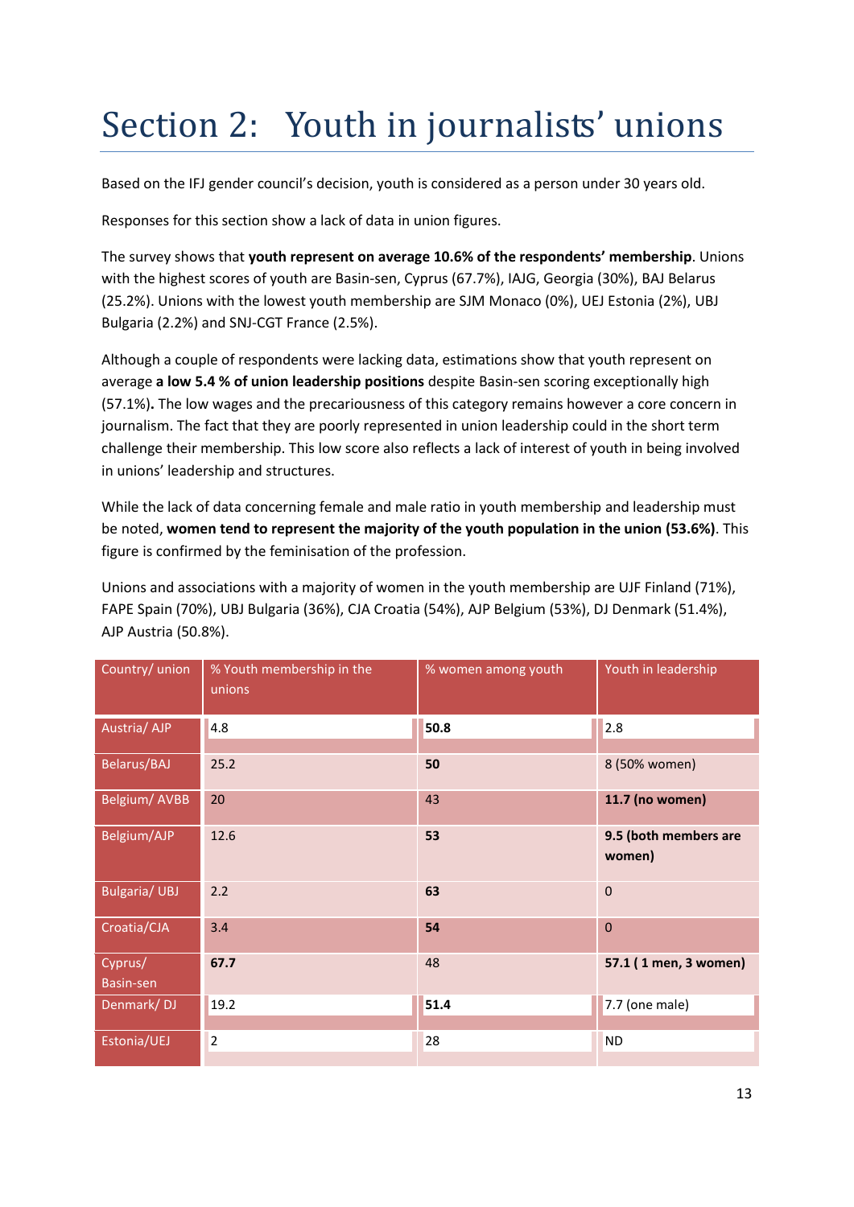# Section 2: Youth in journalists' unions

Based on the IFJ gender council's decision, youth is considered as a person under 30 years old.

Responses for this section show a lack of data in union figures.

The survey shows that **youth represent on average 10.6% of the respondents' membership**. Unions with the highest scores of youth are Basin-sen, Cyprus (67.7%), IAJG, Georgia (30%), BAJ Belarus (25.2%). Unions with the lowest youth membership are SJM Monaco (0%), UEJ Estonia (2%), UBJ Bulgaria (2.2%) and SNJ-CGT France (2.5%).

Although a couple of respondents were lacking data, estimations show that youth represent on average **a low 5.4 % of union leadership positions** despite Basin-sen scoring exceptionally high (57.1%)**.** The low wages and the precariousness of this category remains however a core concern in journalism. The fact that they are poorly represented in union leadership could in the short term challenge their membership. This low score also reflects a lack of interest of youth in being involved in unions' leadership and structures.

While the lack of data concerning female and male ratio in youth membership and leadership must be noted, **women tend to represent the majority of the youth population in the union (53.6%)**. This figure is confirmed by the feminisation of the profession.

Unions and associations with a majority of women in the youth membership are UJF Finland (71%), FAPE Spain (70%), UBJ Bulgaria (36%), CJA Croatia (54%), AJP Belgium (53%), DJ Denmark (51.4%), AJP Austria (50.8%).

| Country/ union | % Youth membership in the unions | % women among youth | Youth in leadership |
|---|---|---|---|
| Austria/ AJP | 4.8 | **50.8** | 2.8 |
| Belarus/BAJ | 25.2 | **50** | 8 (50% women) |
| Belgium/ AVBB | 20 | 43 | **11.7 (no women)** |
| Belgium/AJP | 12.6 | **53** | **9.5 (both members are women)** |
| Bulgaria/ UBJ | 2.2 | **63** | 0 |
| Croatia/CJA | 3.4 | **54** | 0 |
| Cyprus/ Basin-sen | **67.7** | 48 | **57.1 ( 1 men, 3 women)** |
| Denmark/ DJ | 19.2 | **51.4** | 7.7 (one male) |
| Estonia/UEJ | 2 | 28 | ND |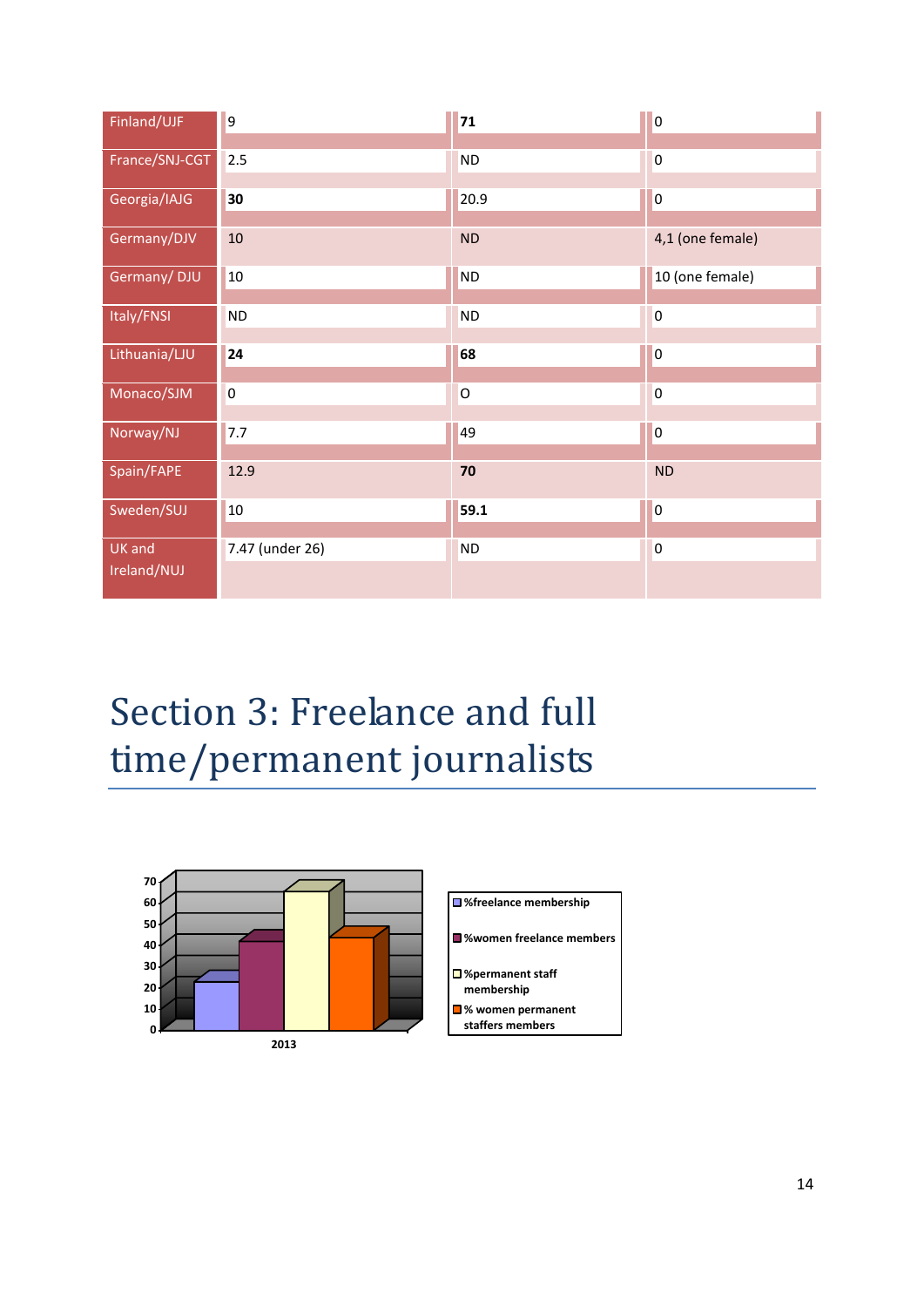| | | | |
|---|---|---|---|
| Finland/UJF | 9 | **71** | 0 |
| France/SNJ-CGT | 2.5 | ND | 0 |
| Georgia/IAJG | **30** | 20.9 | 0 |
| Germany/DJV | 10 | ND | 4,1 (one female) |
| Germany/ DJU | 10 | ND | 10 (one female) |
| Italy/FNSI | ND | ND | 0 |
| Lithuania/LJU | **24** | **68** | 0 |
| Monaco/SJM | 0 | O | 0 |
| Norway/NJ | 7.7 | 49 | 0 |
| Spain/FAPE | 12.9 | **70** | ND |
| Sweden/SUJ | 10 | **59.1** | 0 |
| UK and Ireland/NUJ | 7.47 (under 26) | ND | 0 |

# Section 3: Freelance and full time/permanent journalists

%freelance membership

%women freelance members

%permanent staff membership

% women permanent staffers members

2013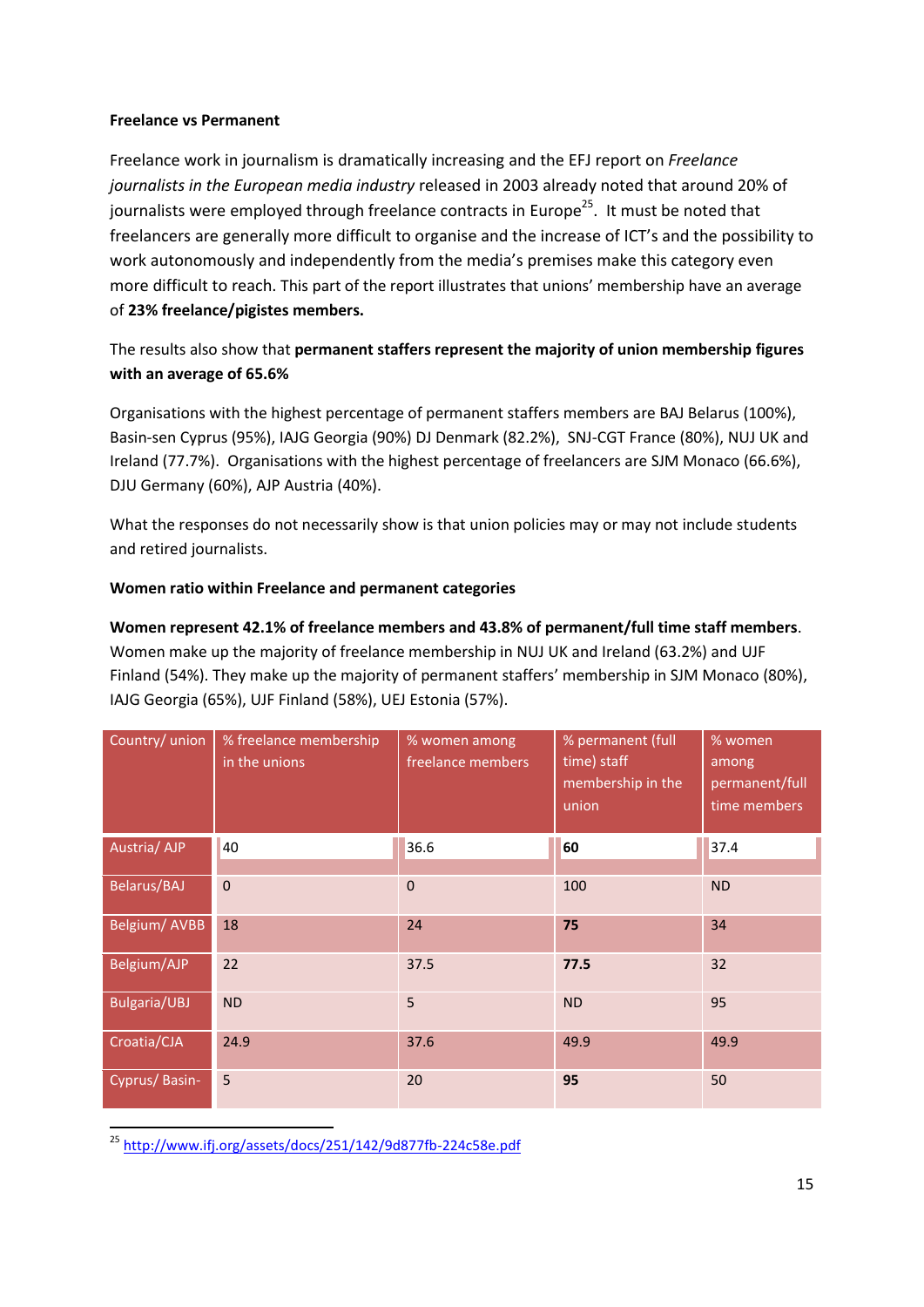**Freelance vs Permanent**

Freelance work in journalism is dramatically increasing and the EFJ report on *Freelance journalists in the European media industry* released in 2003 already noted that around 20% of journalists were employed through freelance contracts in Europe[25]. It must be noted that freelancers are generally more difficult to organise and the increase of ICT's and the possibility to work autonomously and independently from the media's premises make this category even more difficult to reach. This part of the report illustrates that unions' membership have an average of **23% freelance/pigistes members.**

The results also show that **permanent staffers represent the majority of union membership figures with an average of 65.6%**

Organisations with the highest percentage of permanent staffers members are BAJ Belarus (100%), Basin-sen Cyprus (95%), IAJG Georgia (90%) DJ Denmark (82.2%), SNJ-CGT France (80%), NUJ UK and Ireland (77.7%). Organisations with the highest percentage of freelancers are SJM Monaco (66.6%), DJU Germany (60%), AJP Austria (40%).

What the responses do not necessarily show is that union policies may or may not include students and retired journalists.

**Women ratio within Freelance and permanent categories**

**Women represent 42.1% of freelance members and 43.8% of permanent/full time staff members**. Women make up the majority of freelance membership in NUJ UK and Ireland (63.2%) and UJF Finland (54%). They make up the majority of permanent staffers' membership in SJM Monaco (80%), IAJG Georgia (65%), UJF Finland (58%), UEJ Estonia (57%).

| Country/ union | % freelance membership in the unions | % women among freelance members | % permanent (full time) staff membership in the union | % women among permanent/full time members |
|---|---|---|---|---|
| Austria/ AJP | 40 | 36.6 | **60** | 37.4 |
| Belarus/BAJ | 0 | 0 | 100 | ND |
| Belgium/ AVBB | 18 | 24 | **75** | 34 |
| Belgium/AJP | 22 | 37.5 | **77.5** | 32 |
| Bulgaria/UBJ | ND | 5 | ND | 95 |
| Croatia/CJA | 24.9 | 37.6 | 49.9 | 49.9 |
| Cyprus/ Basin- | 5 | 20 | **95** | 50 |

[25] http://www.ifj.org/assets/docs/251/142/9d877fb-224c58e.pdf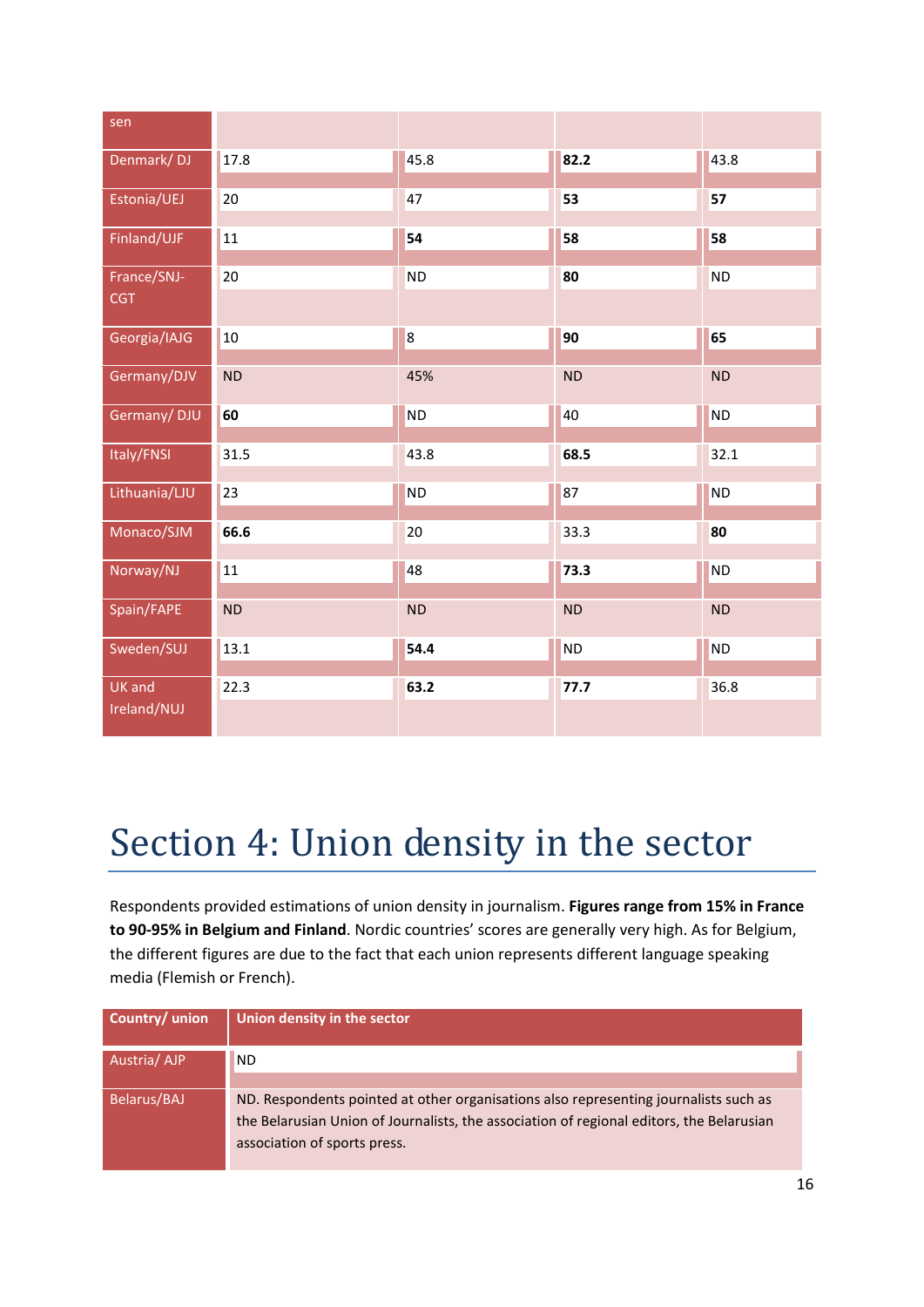| sen | | | | |
|---|---|---|---|---|
| Denmark/ DJ | 17.8 | 45.8 | **82.2** | 43.8 |
| Estonia/UEJ | 20 | 47 | **53** | **57** |
| Finland/UJF | 11 | **54** | **58** | **58** |
| France/SNJ-CGT | 20 | ND | **80** | ND |
| Georgia/IAJG | 10 | 8 | **90** | **65** |
| Germany/DJV | ND | 45% | ND | ND |
| Germany/ DJU | **60** | ND | 40 | ND |
| Italy/FNSI | 31.5 | 43.8 | **68.5** | 32.1 |
| Lithuania/LJU | 23 | ND | 87 | ND |
| Monaco/SJM | **66.6** | 20 | 33.3 | **80** |
| Norway/NJ | 11 | 48 | **73.3** | ND |
| Spain/FAPE | ND | ND | ND | ND |
| Sweden/SUJ | 13.1 | **54.4** | ND | ND |
| UK and Ireland/NUJ | 22.3 | **63.2** | **77.7** | 36.8 |

# Section 4: Union density in the sector

Respondents provided estimations of union density in journalism. **Figures range from 15% in France to 90-95% in Belgium and Finland**. Nordic countries' scores are generally very high. As for Belgium, the different figures are due to the fact that each union represents different language speaking media (Flemish or French).

| Country/ union | Union density in the sector |
|---|---|
| Austria/ AJP | ND |
| Belarus/BAJ | ND. Respondents pointed at other organisations also representing journalists such as the Belarusian Union of Journalists, the association of regional editors, the Belarusian association of sports press. |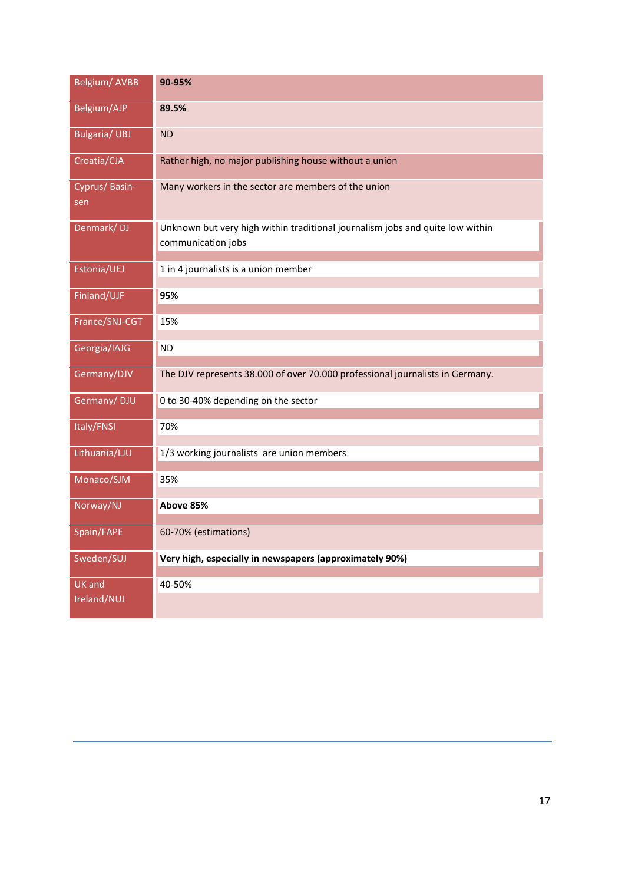| | |
|---|---|
| Belgium/ AVBB | **90-95%** |
| Belgium/AJP | **89.5%** |
| Bulgaria/ UBJ | ND |
| Croatia/CJA | Rather high, no major publishing house without a union |
| Cyprus/ Basin-sen | Many workers in the sector are members of the union |
| Denmark/ DJ | Unknown but very high within traditional journalism jobs and quite low within communication jobs |
| Estonia/UEJ | 1 in 4 journalists is a union member |
| Finland/UJF | **95%** |
| France/SNJ-CGT | 15% |
| Georgia/IAJG | ND |
| Germany/DJV | The DJV represents 38.000 of over 70.000 professional journalists in Germany. |
| Germany/ DJU | 0 to 30-40% depending on the sector |
| Italy/FNSI | 70% |
| Lithuania/LJU | 1/3 working journalists are union members |
| Monaco/SJM | 35% |
| Norway/NJ | **Above 85%** |
| Spain/FAPE | 60-70% (estimations) |
| Sweden/SUJ | **Very high, especially in newspapers (approximately 90%)** |
| UK and Ireland/NUJ | 40-50% |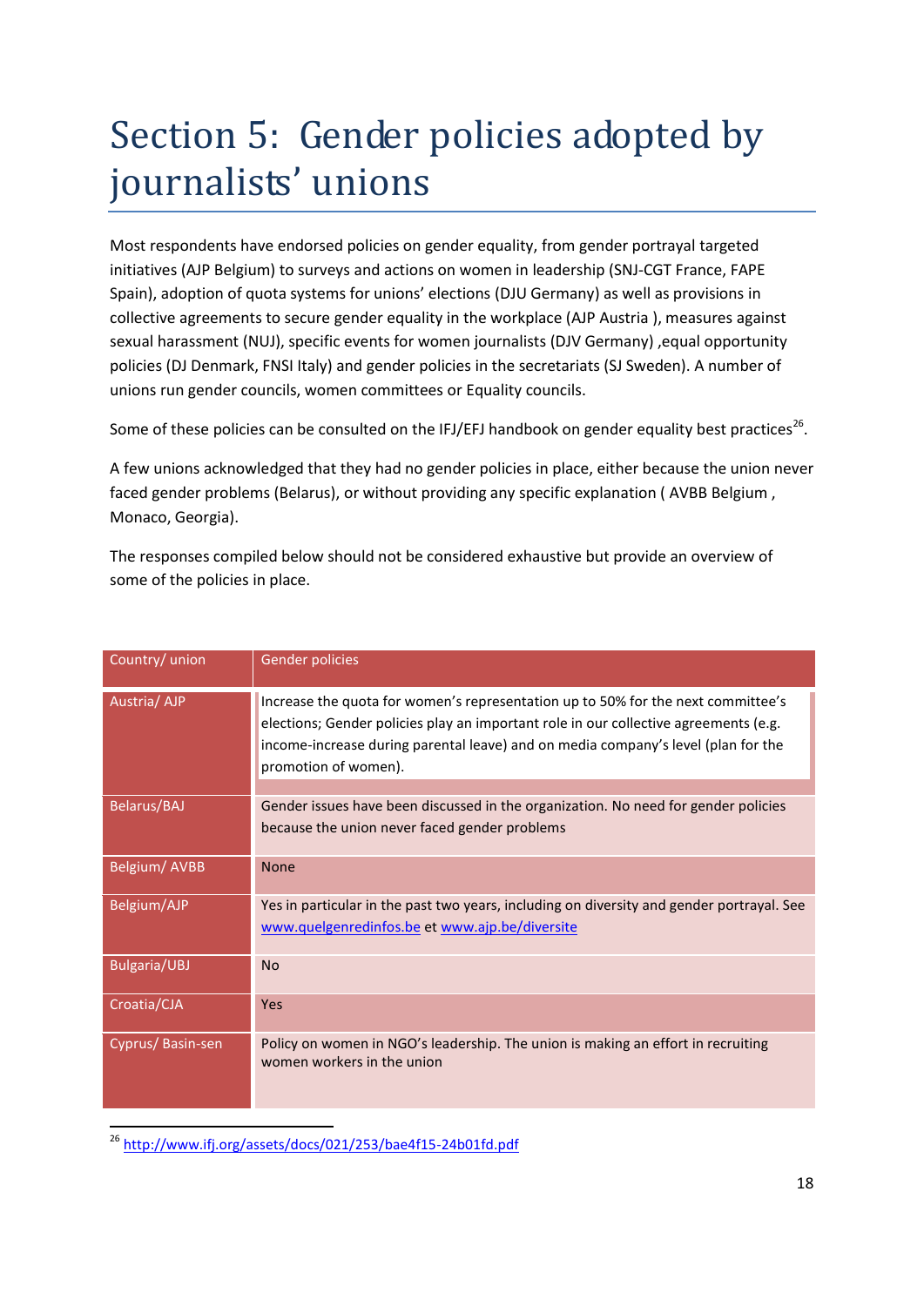# Section 5: Gender policies adopted by journalists' unions

Most respondents have endorsed policies on gender equality, from gender portrayal targeted initiatives (AJP Belgium) to surveys and actions on women in leadership (SNJ-CGT France, FAPE Spain), adoption of quota systems for unions' elections (DJU Germany) as well as provisions in collective agreements to secure gender equality in the workplace (AJP Austria ), measures against sexual harassment (NUJ), specific events for women journalists (DJV Germany) ,equal opportunity policies (DJ Denmark, FNSI Italy) and gender policies in the secretariats (SJ Sweden). A number of unions run gender councils, women committees or Equality councils.

Some of these policies can be consulted on the IFJ/EFJ handbook on gender equality best practices[26].

A few unions acknowledged that they had no gender policies in place, either because the union never faced gender problems (Belarus), or without providing any specific explanation ( AVBB Belgium , Monaco, Georgia).

The responses compiled below should not be considered exhaustive but provide an overview of some of the policies in place.

| Country/ union | Gender policies |
|---|---|
| Austria/ AJP | Increase the quota for women's representation up to 50% for the next committee's elections; Gender policies play an important role in our collective agreements (e.g. income-increase during parental leave) and on media company's level (plan for the promotion of women). |
| Belarus/BAJ | Gender issues have been discussed in the organization. No need for gender policies because the union never faced gender problems |
| Belgium/ AVBB | None |
| Belgium/AJP | Yes in particular in the past two years, including on diversity and gender portrayal. See www.quelgenredinfos.be et www.ajp.be/diversite |
| Bulgaria/UBJ | No |
| Croatia/CJA | Yes |
| Cyprus/ Basin-sen | Policy on women in NGO's leadership. The union is making an effort in recruiting women workers in the union |

[26] http://www.ifj.org/assets/docs/021/253/bae4f15-24b01fd.pdf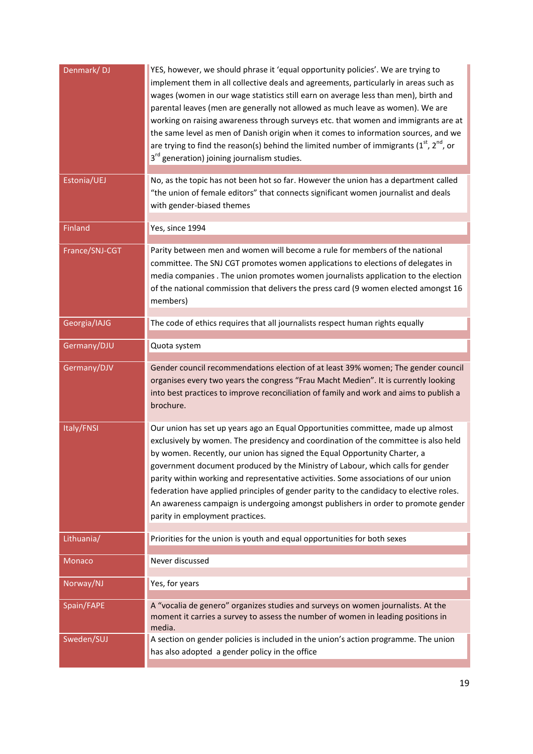| | |
|---|---|
| Denmark/ DJ | YES, however, we should phrase it 'equal opportunity policies'. We are trying to implement them in all collective deals and agreements, particularly in areas such as wages (women in our wage statistics still earn on average less than men), birth and parental leaves (men are generally not allowed as much leave as women). We are working on raising awareness through surveys etc. that women and immigrants are at the same level as men of Danish origin when it comes to information sources, and we are trying to find the reason(s) behind the limited number of immigrants (1st, 2nd, or 3rd generation) joining journalism studies. |
| Estonia/UEJ | No, as the topic has not been hot so far. However the union has a department called "the union of female editors" that connects significant women journalist and deals with gender-biased themes |
| Finland | Yes, since 1994 |
| France/SNJ-CGT | Parity between men and women will become a rule for members of the national committee. The SNJ CGT promotes women applications to elections of delegates in media companies . The union promotes women journalists application to the election of the national commission that delivers the press card (9 women elected amongst 16 members) |
| Georgia/IAJG | The code of ethics requires that all journalists respect human rights equally |
| Germany/DJU | Quota system |
| Germany/DJV | Gender council recommendations election of at least 39% women; The gender council organises every two years the congress "Frau Macht Medien". It is currently looking into best practices to improve reconciliation of family and work and aims to publish a brochure. |
| Italy/FNSI | Our union has set up years ago an Equal Opportunities committee, made up almost exclusively by women. The presidency and coordination of the committee is also held by women. Recently, our union has signed the Equal Opportunity Charter, a government document produced by the Ministry of Labour, which calls for gender parity within working and representative activities. Some associations of our union federation have applied principles of gender parity to the candidacy to elective roles. An awareness campaign is undergoing amongst publishers in order to promote gender parity in employment practices. |
| Lithuania/ | Priorities for the union is youth and equal opportunities for both sexes |
| Monaco | Never discussed |
| Norway/NJ | Yes, for years |
| Spain/FAPE | A "vocalia de genero" organizes studies and surveys on women journalists. At the moment it carries a survey to assess the number of women in leading positions in media. |
| Sweden/SUJ | A section on gender policies is included in the union's action programme. The union has also adopted a gender policy in the office |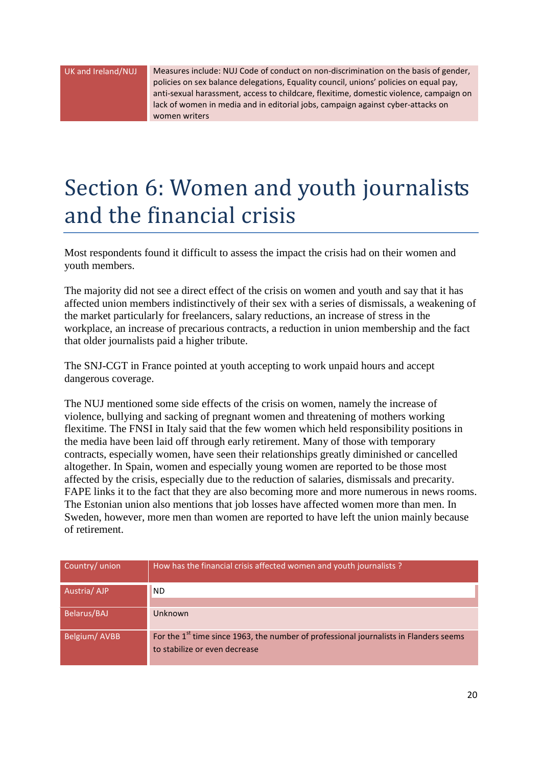| UK and Ireland/NUJ | Measures include: NUJ Code of conduct on non-discrimination on the basis of gender, policies on sex balance delegations, Equality council, unions' policies on equal pay, anti-sexual harassment, access to childcare, flexitime, domestic violence, campaign on lack of women in media and in editorial jobs, campaign against cyber-attacks on women writers |
|---|---|

# Section 6: Women and youth journalists and the financial crisis

Most respondents found it difficult to assess the impact the crisis had on their women and youth members.

The majority did not see a direct effect of the crisis on women and youth and say that it has affected union members indistinctively of their sex with a series of dismissals, a weakening of the market particularly for freelancers, salary reductions, an increase of stress in the workplace, an increase of precarious contracts, a reduction in union membership and the fact that older journalists paid a higher tribute.

The SNJ-CGT in France pointed at youth accepting to work unpaid hours and accept dangerous coverage.

The NUJ mentioned some side effects of the crisis on women, namely the increase of violence, bullying and sacking of pregnant women and threatening of mothers working flexitime. The FNSI in Italy said that the few women which held responsibility positions in the media have been laid off through early retirement. Many of those with temporary contracts, especially women, have seen their relationships greatly diminished or cancelled altogether. In Spain, women and especially young women are reported to be those most affected by the crisis, especially due to the reduction of salaries, dismissals and precarity. FAPE links it to the fact that they are also becoming more and more numerous in news rooms. The Estonian union also mentions that job losses have affected women more than men. In Sweden, however, more men than women are reported to have left the union mainly because of retirement.

| Country/ union | How has the financial crisis affected women and youth journalists ? |
|---|---|
| Austria/ AJP | ND |
| Belarus/BAJ | Unknown |
| Belgium/ AVBB | For the 1st time since 1963, the number of professional journalists in Flanders seems to stabilize or even decrease |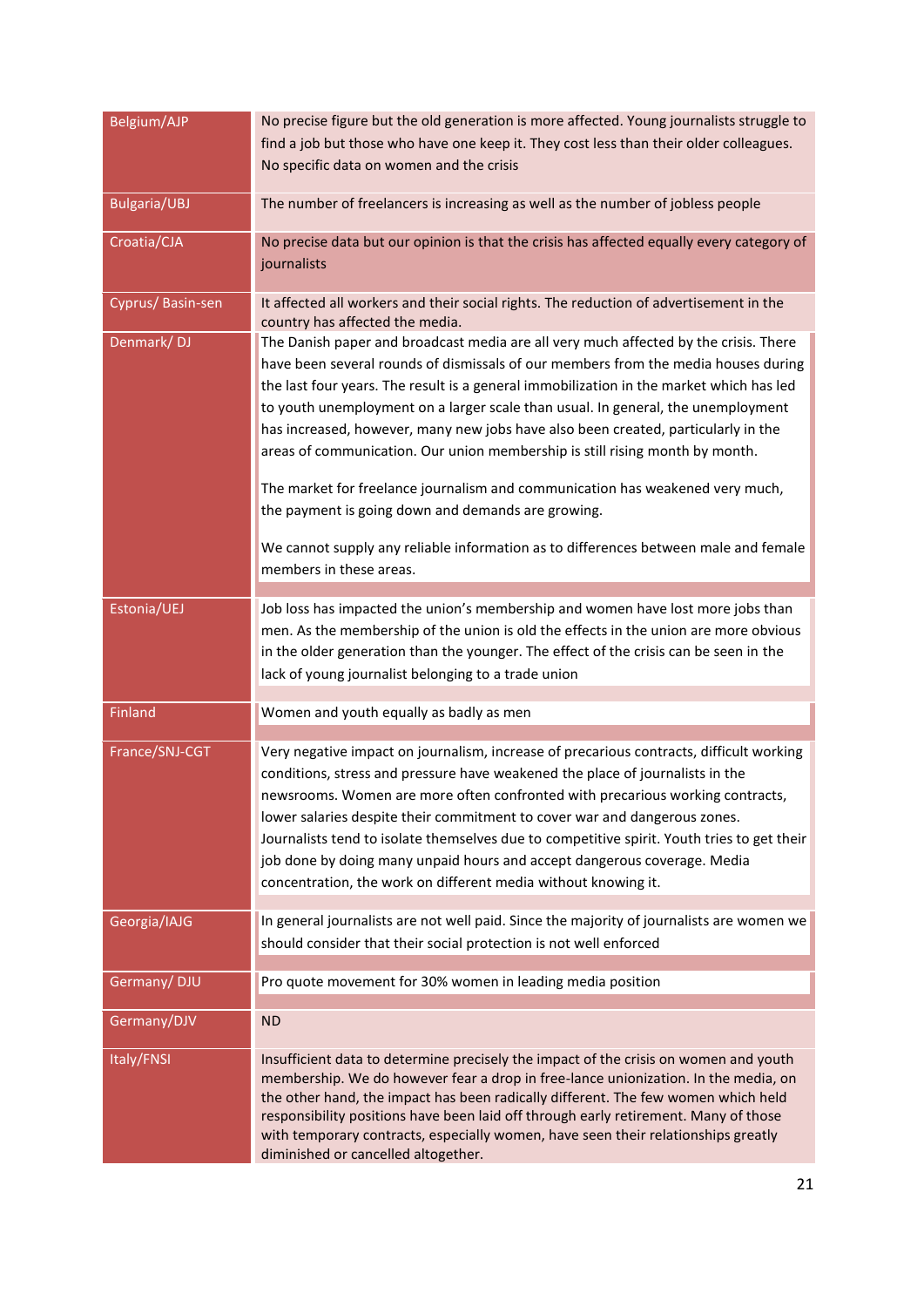| | |
|---|---|
| Belgium/AJP | No precise figure but the old generation is more affected. Young journalists struggle to find a job but those who have one keep it. They cost less than their older colleagues. No specific data on women and the crisis |
| Bulgaria/UBJ | The number of freelancers is increasing as well as the number of jobless people |
| Croatia/CJA | No precise data but our opinion is that the crisis has affected equally every category of journalists |
| Cyprus/ Basin-sen | It affected all workers and their social rights. The reduction of advertisement in the country has affected the media. |
| Denmark/ DJ | The Danish paper and broadcast media are all very much affected by the crisis. There have been several rounds of dismissals of our members from the media houses during the last four years. The result is a general immobilization in the market which has led to youth unemployment on a larger scale than usual. In general, the unemployment has increased, however, many new jobs have also been created, particularly in the areas of communication. Our union membership is still rising month by month.<br><br>The market for freelance journalism and communication has weakened very much, the payment is going down and demands are growing.<br><br>We cannot supply any reliable information as to differences between male and female members in these areas. |
| Estonia/UEJ | Job loss has impacted the union's membership and women have lost more jobs than men. As the membership of the union is old the effects in the union are more obvious in the older generation than the younger. The effect of the crisis can be seen in the lack of young journalist belonging to a trade union |
| Finland | Women and youth equally as badly as men |
| France/SNJ-CGT | Very negative impact on journalism, increase of precarious contracts, difficult working conditions, stress and pressure have weakened the place of journalists in the newsrooms. Women are more often confronted with precarious working contracts, lower salaries despite their commitment to cover war and dangerous zones. Journalists tend to isolate themselves due to competitive spirit. Youth tries to get their job done by doing many unpaid hours and accept dangerous coverage. Media concentration, the work on different media without knowing it. |
| Georgia/IAJG | In general journalists are not well paid. Since the majority of journalists are women we should consider that their social protection is not well enforced |
| Germany/ DJU | Pro quote movement for 30% women in leading media position |
| Germany/DJV | ND |
| Italy/FNSI | Insufficient data to determine precisely the impact of the crisis on women and youth membership. We do however fear a drop in free-lance unionization. In the media, on the other hand, the impact has been radically different. The few women which held responsibility positions have been laid off through early retirement. Many of those with temporary contracts, especially women, have seen their relationships greatly diminished or cancelled altogether. |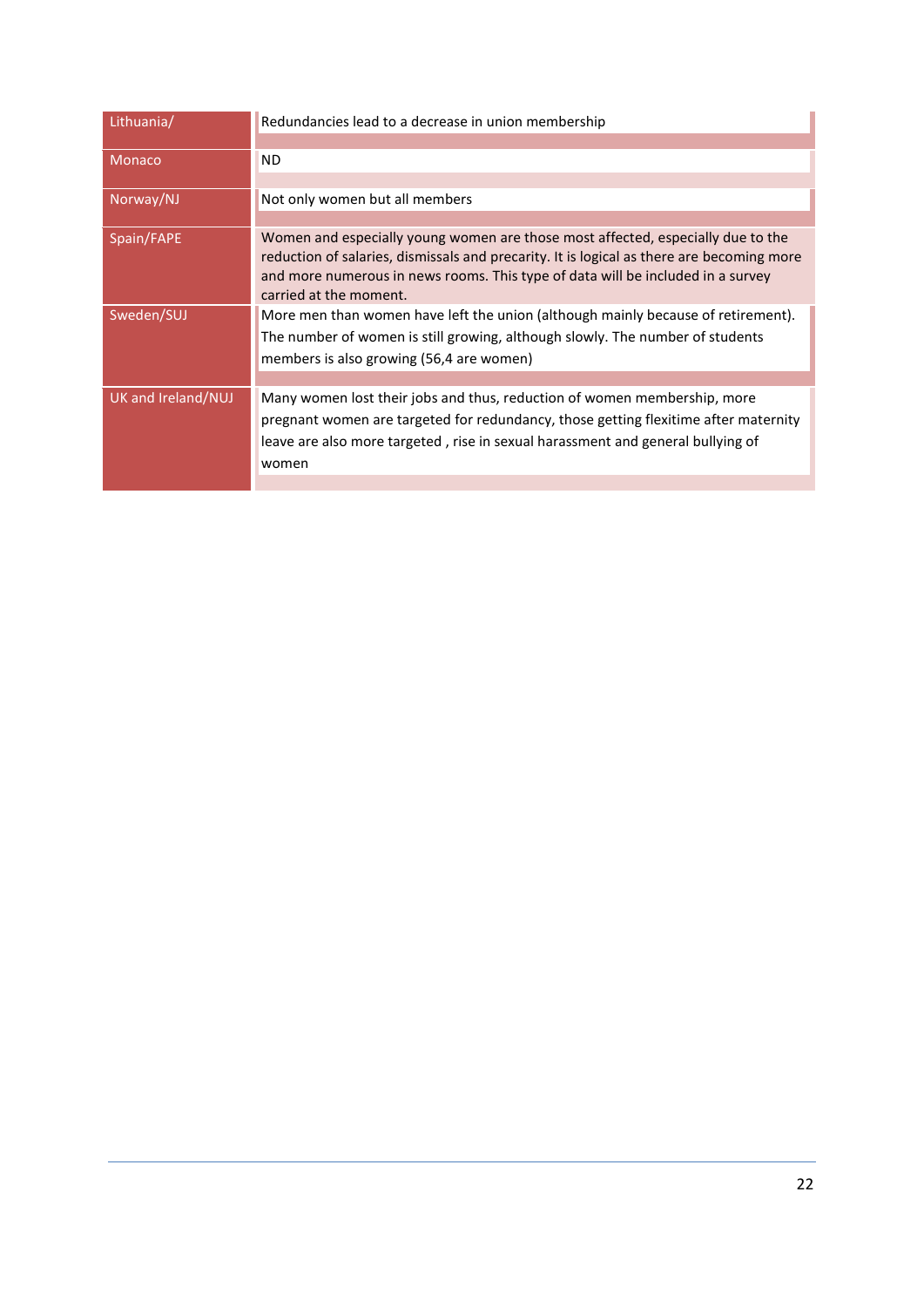| | |
|---|---|
| Lithuania/ | Redundancies lead to a decrease in union membership |
| Monaco | ND |
| Norway/NJ | Not only women but all members |
| Spain/FAPE | Women and especially young women are those most affected, especially due to the reduction of salaries, dismissals and precarity. It is logical as there are becoming more and more numerous in news rooms. This type of data will be included in a survey carried at the moment. |
| Sweden/SUJ | More men than women have left the union (although mainly because of retirement). The number of women is still growing, although slowly. The number of students members is also growing (56,4 are women) |
| UK and Ireland/NUJ | Many women lost their jobs and thus, reduction of women membership, more pregnant women are targeted for redundancy, those getting flexitime after maternity leave are also more targeted , rise in sexual harassment and general bullying of women |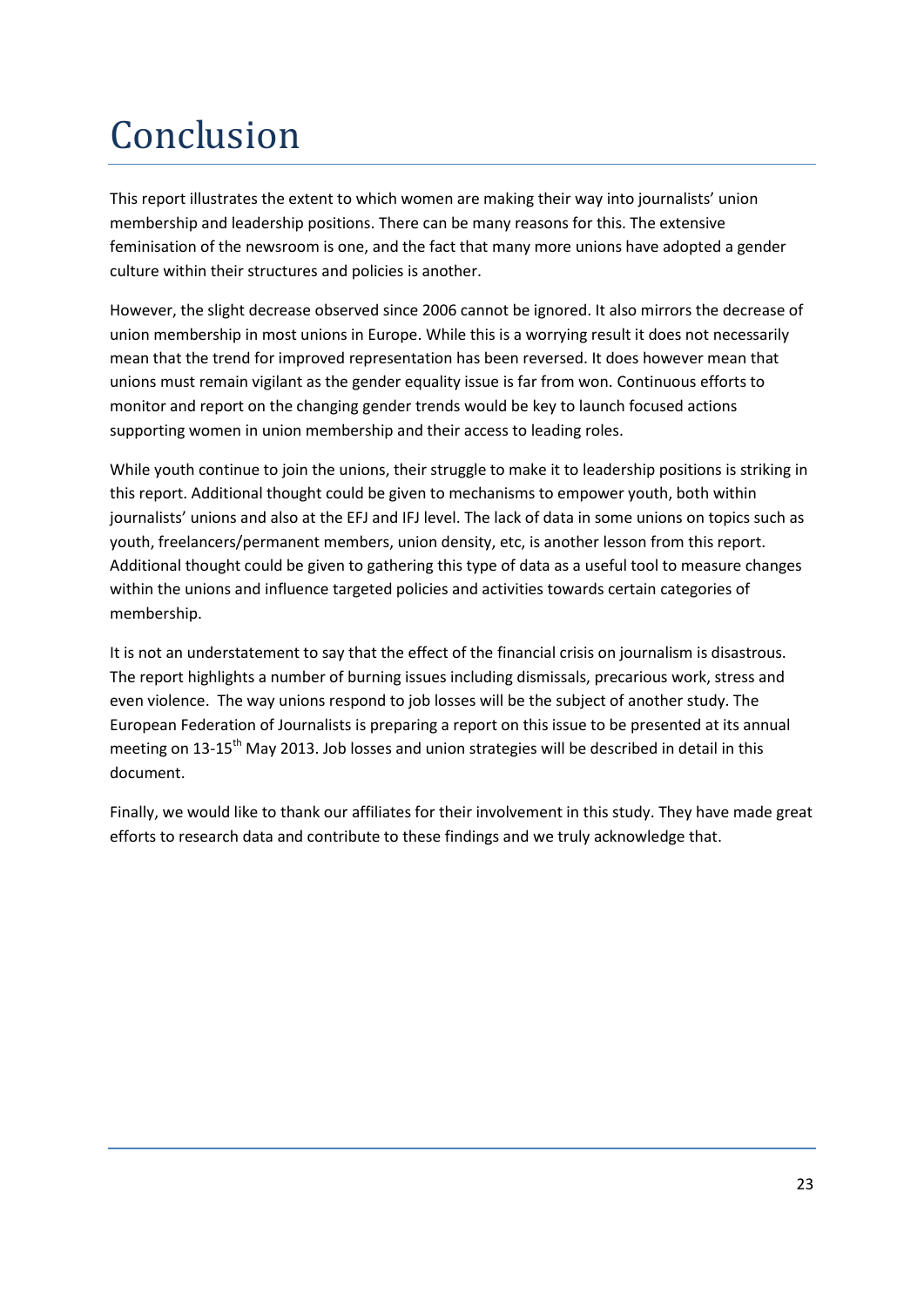# Conclusion

This report illustrates the extent to which women are making their way into journalists' union membership and leadership positions. There can be many reasons for this. The extensive feminisation of the newsroom is one, and the fact that many more unions have adopted a gender culture within their structures and policies is another.

However, the slight decrease observed since 2006 cannot be ignored. It also mirrors the decrease of union membership in most unions in Europe. While this is a worrying result it does not necessarily mean that the trend for improved representation has been reversed. It does however mean that unions must remain vigilant as the gender equality issue is far from won. Continuous efforts to monitor and report on the changing gender trends would be key to launch focused actions supporting women in union membership and their access to leading roles.

While youth continue to join the unions, their struggle to make it to leadership positions is striking in this report. Additional thought could be given to mechanisms to empower youth, both within journalists' unions and also at the EFJ and IFJ level. The lack of data in some unions on topics such as youth, freelancers/permanent members, union density, etc, is another lesson from this report. Additional thought could be given to gathering this type of data as a useful tool to measure changes within the unions and influence targeted policies and activities towards certain categories of membership.

It is not an understatement to say that the effect of the financial crisis on journalism is disastrous. The report highlights a number of burning issues including dismissals, precarious work, stress and even violence. The way unions respond to job losses will be the subject of another study. The European Federation of Journalists is preparing a report on this issue to be presented at its annual meeting on 13-15th May 2013. Job losses and union strategies will be described in detail in this document.

Finally, we would like to thank our affiliates for their involvement in this study. They have made great efforts to research data and contribute to these findings and we truly acknowledge that.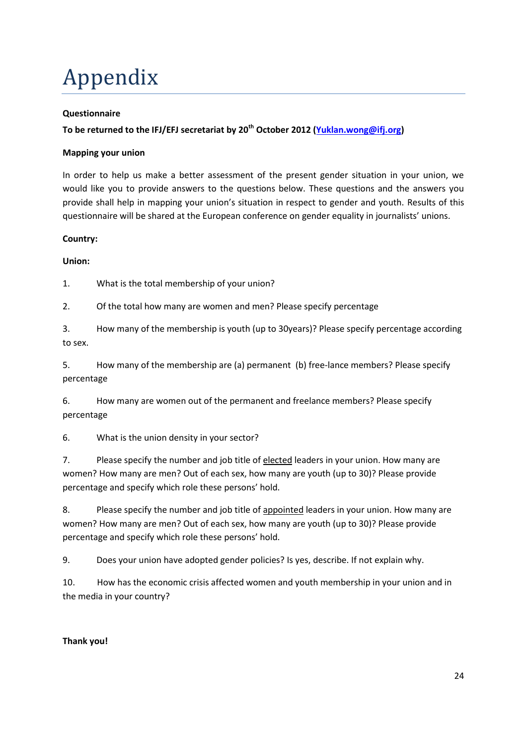# Appendix

**Questionnaire**

**To be returned to the IFJ/EFJ secretariat by 20th October 2012 ([Yuklan.wong@ifj.org](mailto:Yuklan.wong@ifj.org))**

**Mapping your union**

In order to help us make a better assessment of the present gender situation in your union, we would like you to provide answers to the questions below. These questions and the answers you provide shall help in mapping your union's situation in respect to gender and youth. Results of this questionnaire will be shared at the European conference on gender equality in journalists' unions.

**Country:**

**Union:**

1. What is the total membership of your union?

2. Of the total how many are women and men? Please specify percentage

3. How many of the membership is youth (up to 30years)? Please specify percentage according to sex.

5. How many of the membership are (a) permanent (b) free-lance members? Please specify percentage

6. How many are women out of the permanent and freelance members? Please specify percentage

6. What is the union density in your sector?

7. Please specify the number and job title of <u>elected</u> leaders in your union. How many are women? How many are men? Out of each sex, how many are youth (up to 30)? Please provide percentage and specify which role these persons' hold.

8. Please specify the number and job title of <u>appointed</u> leaders in your union. How many are women? How many are men? Out of each sex, how many are youth (up to 30)? Please provide percentage and specify which role these persons' hold.

9. Does your union have adopted gender policies? Is yes, describe. If not explain why.

10. How has the economic crisis affected women and youth membership in your union and in the media in your country?

**Thank you!**